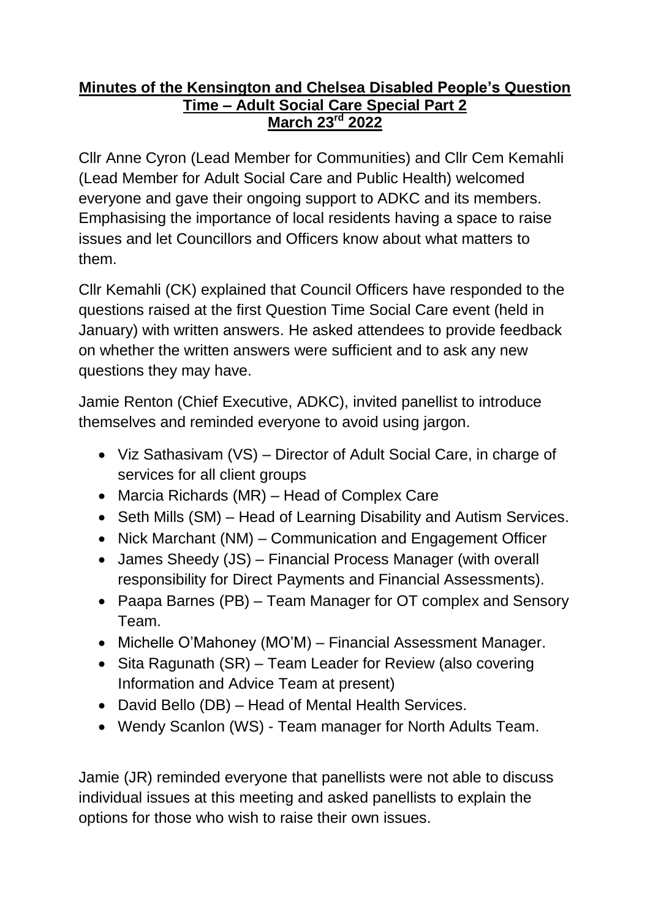# Minutes of the Kensington and Chelsea Disabled People's Question Time – Adult Social Care Special Part 2
## March 23rd 2022

Cllr Anne Cyron (Lead Member for Communities) and Cllr Cem Kemahli (Lead Member for Adult Social Care and Public Health) welcomed everyone and gave their ongoing support to ADKC and its members. Emphasising the importance of local residents having a space to raise issues and let Councillors and Officers know about what matters to them.

Cllr Kemahli (CK) explained that Council Officers have responded to the questions raised at the first Question Time Social Care event (held in January) with written answers. He asked attendees to provide feedback on whether the written answers were sufficient and to ask any new questions they may have.

Jamie Renton (Chief Executive, ADKC), invited panellist to introduce themselves and reminded everyone to avoid using jargon.

- Viz Sathasivam (VS) – Director of Adult Social Care, in charge of services for all client groups
- Marcia Richards (MR) – Head of Complex Care
- Seth Mills (SM) – Head of Learning Disability and Autism Services.
- Nick Marchant (NM) – Communication and Engagement Officer
- James Sheedy (JS) – Financial Process Manager (with overall responsibility for Direct Payments and Financial Assessments).
- Paapa Barnes (PB) – Team Manager for OT complex and Sensory Team.
- Michelle O'Mahoney (MO'M) – Financial Assessment Manager.
- Sita Ragunath (SR) – Team Leader for Review (also covering Information and Advice Team at present)
- David Bello (DB) – Head of Mental Health Services.
- Wendy Scanlon (WS) - Team manager for North Adults Team.

Jamie (JR) reminded everyone that panellists were not able to discuss individual issues at this meeting and asked panellists to explain the options for those who wish to raise their own issues.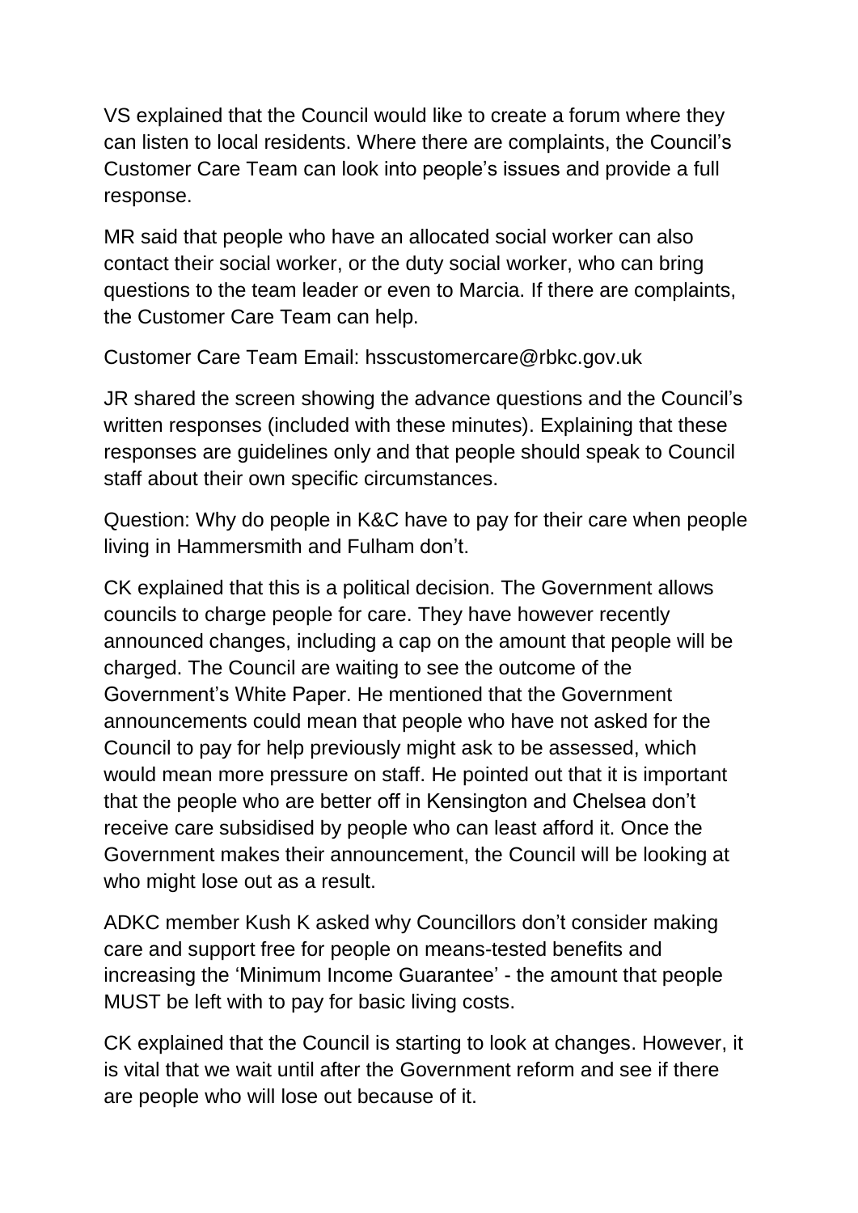VS explained that the Council would like to create a forum where they can listen to local residents. Where there are complaints, the Council's Customer Care Team can look into people's issues and provide a full response.

MR said that people who have an allocated social worker can also contact their social worker, or the duty social worker, who can bring questions to the team leader or even to Marcia. If there are complaints, the Customer Care Team can help.

Customer Care Team Email: hsscustomercare@rbkc.gov.uk

JR shared the screen showing the advance questions and the Council's written responses (included with these minutes). Explaining that these responses are guidelines only and that people should speak to Council staff about their own specific circumstances.

Question: Why do people in K&C have to pay for their care when people living in Hammersmith and Fulham don't.

CK explained that this is a political decision. The Government allows councils to charge people for care. They have however recently announced changes, including a cap on the amount that people will be charged. The Council are waiting to see the outcome of the Government's White Paper. He mentioned that the Government announcements could mean that people who have not asked for the Council to pay for help previously might ask to be assessed, which would mean more pressure on staff. He pointed out that it is important that the people who are better off in Kensington and Chelsea don't receive care subsidised by people who can least afford it. Once the Government makes their announcement, the Council will be looking at who might lose out as a result.

ADKC member Kush K asked why Councillors don't consider making care and support free for people on means-tested benefits and increasing the 'Minimum Income Guarantee' - the amount that people MUST be left with to pay for basic living costs.

CK explained that the Council is starting to look at changes. However, it is vital that we wait until after the Government reform and see if there are people who will lose out because of it.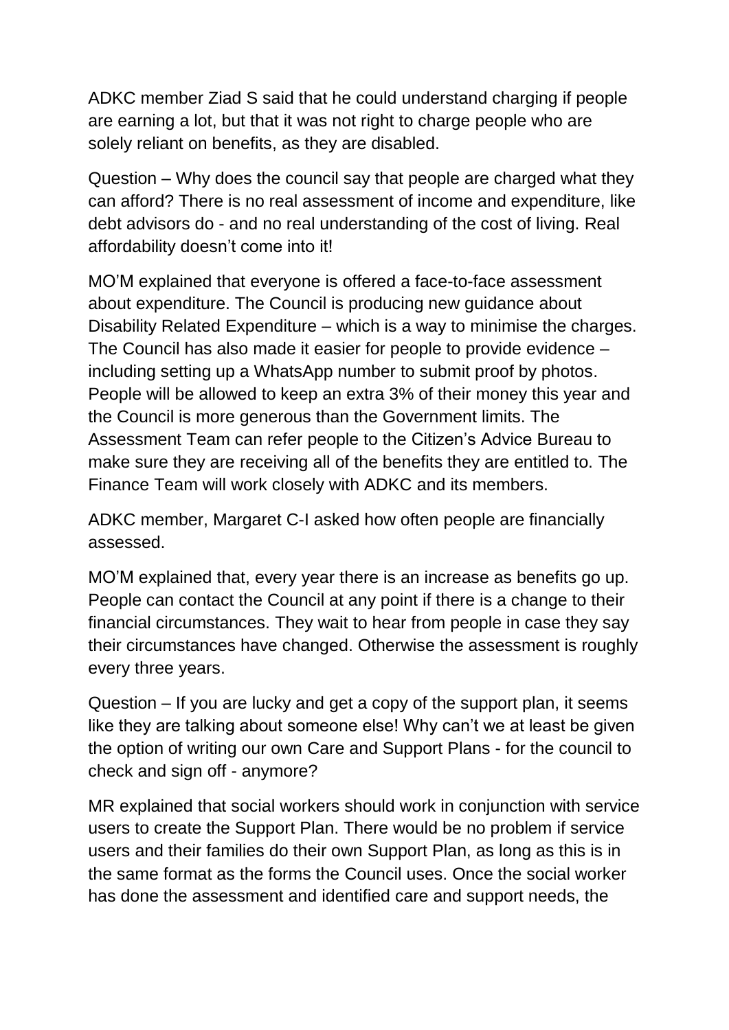ADKC member Ziad S said that he could understand charging if people are earning a lot, but that it was not right to charge people who are solely reliant on benefits, as they are disabled.

Question – Why does the council say that people are charged what they can afford? There is no real assessment of income and expenditure, like debt advisors do - and no real understanding of the cost of living. Real affordability doesn't come into it!

MO'M explained that everyone is offered a face-to-face assessment about expenditure. The Council is producing new guidance about Disability Related Expenditure – which is a way to minimise the charges. The Council has also made it easier for people to provide evidence – including setting up a WhatsApp number to submit proof by photos. People will be allowed to keep an extra 3% of their money this year and the Council is more generous than the Government limits. The Assessment Team can refer people to the Citizen's Advice Bureau to make sure they are receiving all of the benefits they are entitled to. The Finance Team will work closely with ADKC and its members.

ADKC member, Margaret C-I asked how often people are financially assessed.

MO'M explained that, every year there is an increase as benefits go up. People can contact the Council at any point if there is a change to their financial circumstances. They wait to hear from people in case they say their circumstances have changed. Otherwise the assessment is roughly every three years.

Question – If you are lucky and get a copy of the support plan, it seems like they are talking about someone else! Why can't we at least be given the option of writing our own Care and Support Plans - for the council to check and sign off - anymore?

MR explained that social workers should work in conjunction with service users to create the Support Plan. There would be no problem if service users and their families do their own Support Plan, as long as this is in the same format as the forms the Council uses. Once the social worker has done the assessment and identified care and support needs, the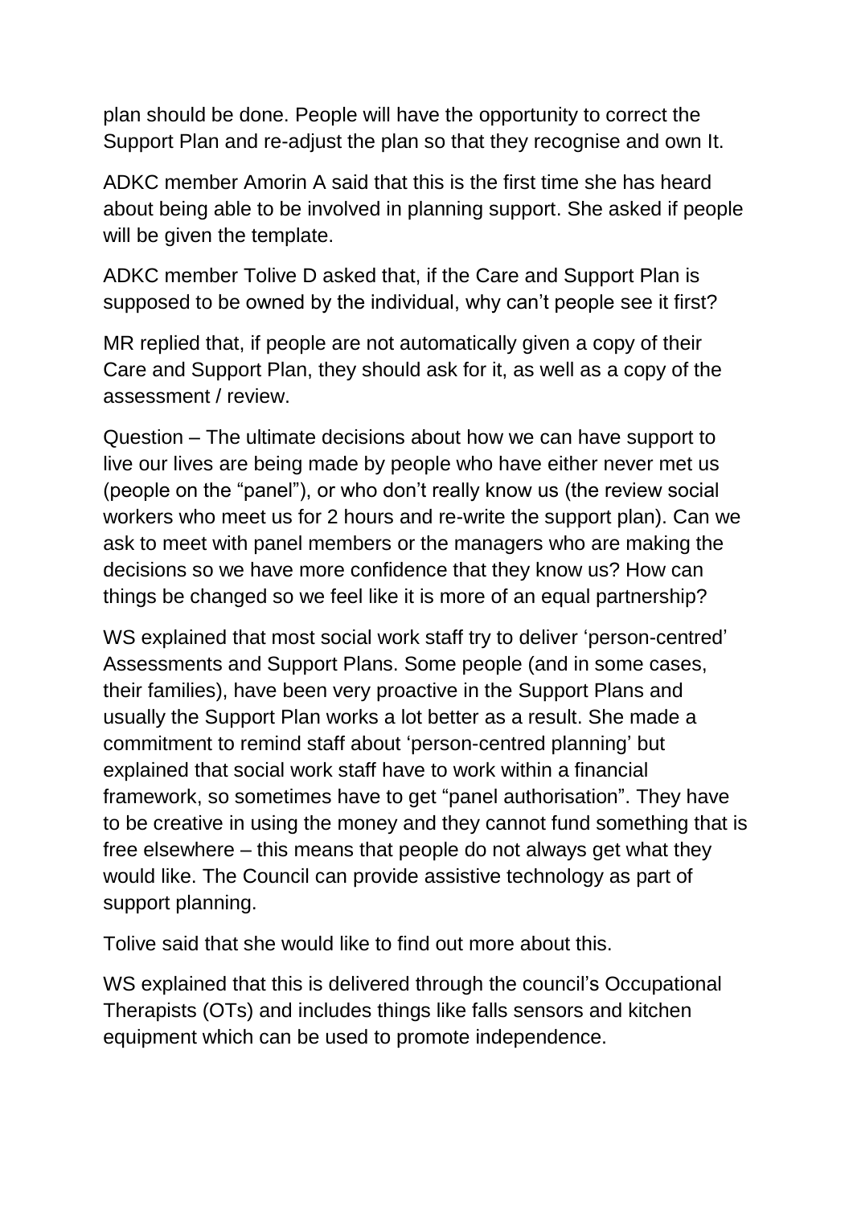plan should be done. People will have the opportunity to correct the Support Plan and re-adjust the plan so that they recognise and own It.

ADKC member Amorin A said that this is the first time she has heard about being able to be involved in planning support. She asked if people will be given the template.

ADKC member Tolive D asked that, if the Care and Support Plan is supposed to be owned by the individual, why can't people see it first?

MR replied that, if people are not automatically given a copy of their Care and Support Plan, they should ask for it, as well as a copy of the assessment / review.

Question – The ultimate decisions about how we can have support to live our lives are being made by people who have either never met us (people on the "panel"), or who don't really know us (the review social workers who meet us for 2 hours and re-write the support plan). Can we ask to meet with panel members or the managers who are making the decisions so we have more confidence that they know us? How can things be changed so we feel like it is more of an equal partnership?

WS explained that most social work staff try to deliver 'person-centred' Assessments and Support Plans. Some people (and in some cases, their families), have been very proactive in the Support Plans and usually the Support Plan works a lot better as a result. She made a commitment to remind staff about 'person-centred planning' but explained that social work staff have to work within a financial framework, so sometimes have to get "panel authorisation". They have to be creative in using the money and they cannot fund something that is free elsewhere – this means that people do not always get what they would like. The Council can provide assistive technology as part of support planning.

Tolive said that she would like to find out more about this.

WS explained that this is delivered through the council's Occupational Therapists (OTs) and includes things like falls sensors and kitchen equipment which can be used to promote independence.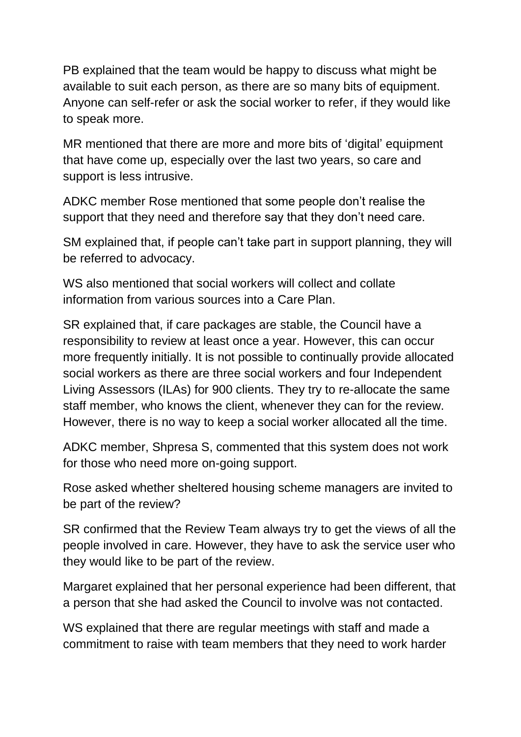PB explained that the team would be happy to discuss what might be available to suit each person, as there are so many bits of equipment. Anyone can self-refer or ask the social worker to refer, if they would like to speak more.

MR mentioned that there are more and more bits of 'digital' equipment that have come up, especially over the last two years, so care and support is less intrusive.

ADKC member Rose mentioned that some people don't realise the support that they need and therefore say that they don't need care.

SM explained that, if people can't take part in support planning, they will be referred to advocacy.

WS also mentioned that social workers will collect and collate information from various sources into a Care Plan.

SR explained that, if care packages are stable, the Council have a responsibility to review at least once a year. However, this can occur more frequently initially. It is not possible to continually provide allocated social workers as there are three social workers and four Independent Living Assessors (ILAs) for 900 clients. They try to re-allocate the same staff member, who knows the client, whenever they can for the review. However, there is no way to keep a social worker allocated all the time.

ADKC member, Shpresa S, commented that this system does not work for those who need more on-going support.

Rose asked whether sheltered housing scheme managers are invited to be part of the review?

SR confirmed that the Review Team always try to get the views of all the people involved in care. However, they have to ask the service user who they would like to be part of the review.

Margaret explained that her personal experience had been different, that a person that she had asked the Council to involve was not contacted.

WS explained that there are regular meetings with staff and made a commitment to raise with team members that they need to work harder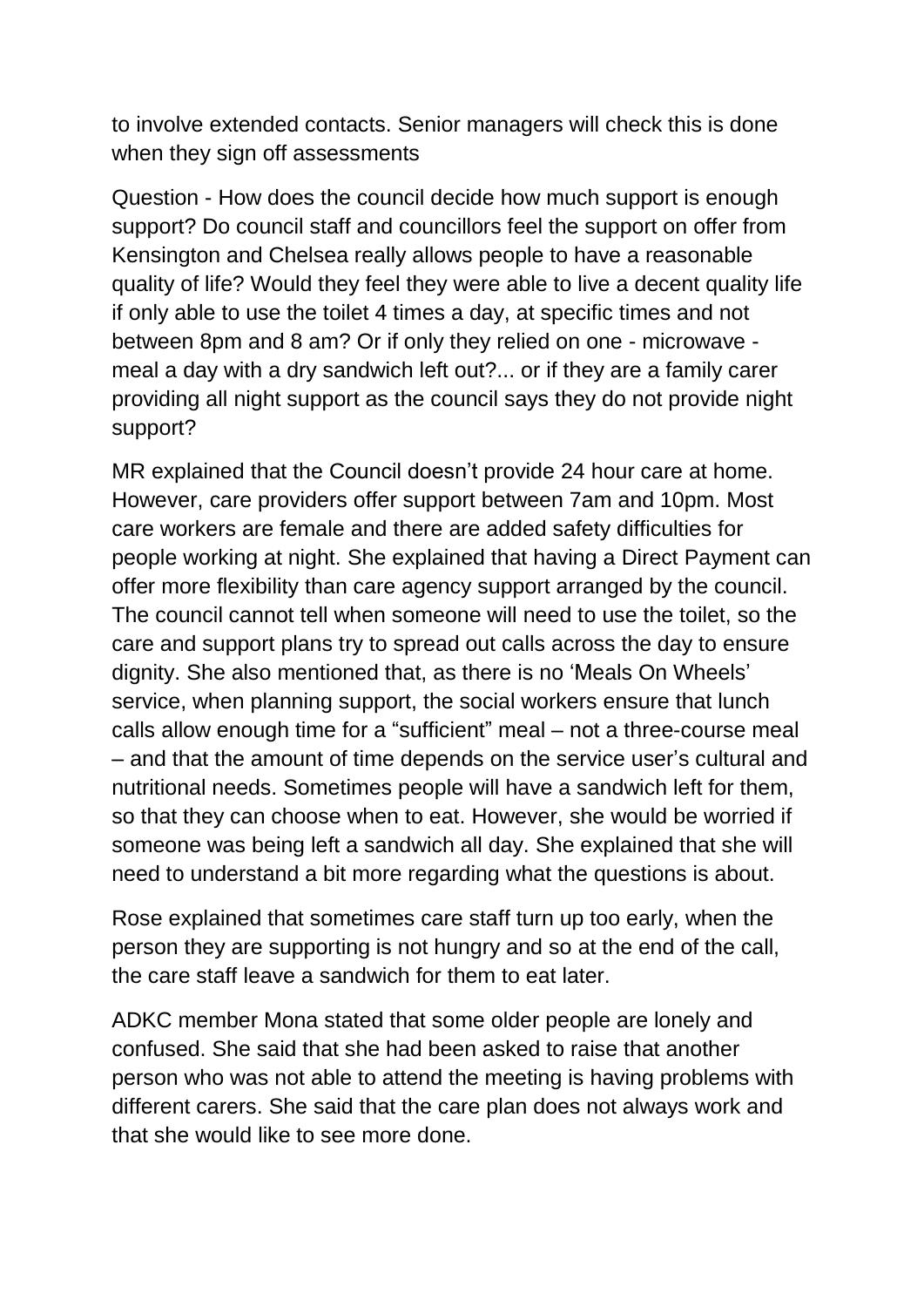to involve extended contacts. Senior managers will check this is done when they sign off assessments

Question - How does the council decide how much support is enough support? Do council staff and councillors feel the support on offer from Kensington and Chelsea really allows people to have a reasonable quality of life? Would they feel they were able to live a decent quality life if only able to use the toilet 4 times a day, at specific times and not between 8pm and 8 am? Or if only they relied on one - microwave - meal a day with a dry sandwich left out?... or if they are a family carer providing all night support as the council says they do not provide night support?

MR explained that the Council doesn't provide 24 hour care at home. However, care providers offer support between 7am and 10pm. Most care workers are female and there are added safety difficulties for people working at night. She explained that having a Direct Payment can offer more flexibility than care agency support arranged by the council. The council cannot tell when someone will need to use the toilet, so the care and support plans try to spread out calls across the day to ensure dignity. She also mentioned that, as there is no 'Meals On Wheels' service, when planning support, the social workers ensure that lunch calls allow enough time for a "sufficient" meal – not a three-course meal – and that the amount of time depends on the service user's cultural and nutritional needs. Sometimes people will have a sandwich left for them, so that they can choose when to eat. However, she would be worried if someone was being left a sandwich all day. She explained that she will need to understand a bit more regarding what the questions is about.

Rose explained that sometimes care staff turn up too early, when the person they are supporting is not hungry and so at the end of the call, the care staff leave a sandwich for them to eat later.

ADKC member Mona stated that some older people are lonely and confused. She said that she had been asked to raise that another person who was not able to attend the meeting is having problems with different carers. She said that the care plan does not always work and that she would like to see more done.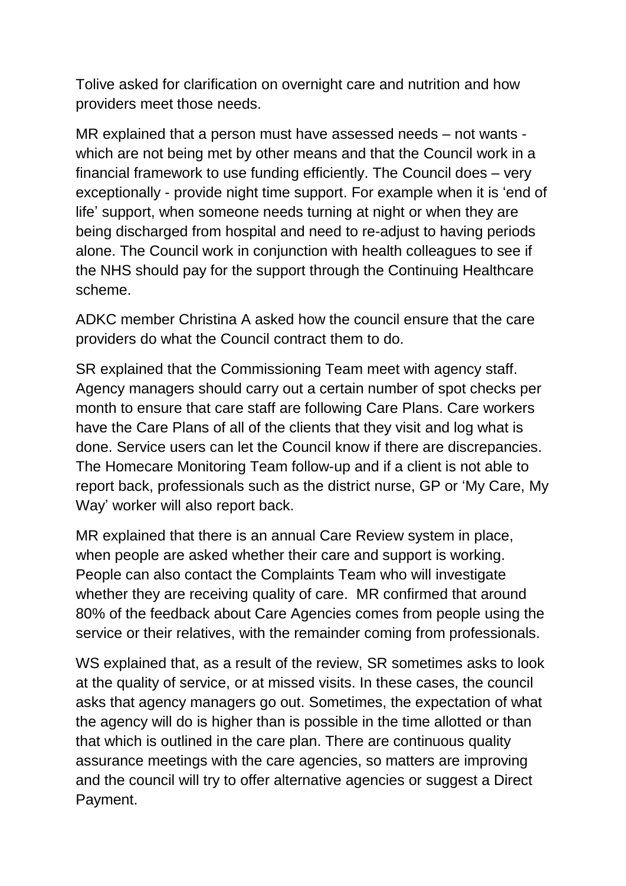Tolive asked for clarification on overnight care and nutrition and how providers meet those needs.

MR explained that a person must have assessed needs – not wants - which are not being met by other means and that the Council work in a financial framework to use funding efficiently. The Council does – very exceptionally - provide night time support. For example when it is 'end of life' support, when someone needs turning at night or when they are being discharged from hospital and need to re-adjust to having periods alone. The Council work in conjunction with health colleagues to see if the NHS should pay for the support through the Continuing Healthcare scheme.

ADKC member Christina A asked how the council ensure that the care providers do what the Council contract them to do.

SR explained that the Commissioning Team meet with agency staff. Agency managers should carry out a certain number of spot checks per month to ensure that care staff are following Care Plans. Care workers have the Care Plans of all of the clients that they visit and log what is done. Service users can let the Council know if there are discrepancies. The Homecare Monitoring Team follow-up and if a client is not able to report back, professionals such as the district nurse, GP or 'My Care, My Way' worker will also report back.

MR explained that there is an annual Care Review system in place, when people are asked whether their care and support is working. People can also contact the Complaints Team who will investigate whether they are receiving quality of care. MR confirmed that around 80% of the feedback about Care Agencies comes from people using the service or their relatives, with the remainder coming from professionals.

WS explained that, as a result of the review, SR sometimes asks to look at the quality of service, or at missed visits. In these cases, the council asks that agency managers go out. Sometimes, the expectation of what the agency will do is higher than is possible in the time allotted or than that which is outlined in the care plan. There are continuous quality assurance meetings with the care agencies, so matters are improving and the council will try to offer alternative agencies or suggest a Direct Payment.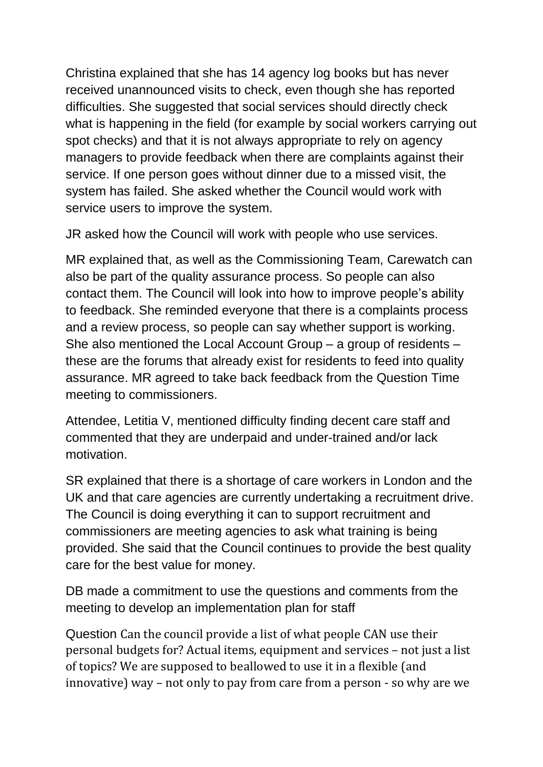Christina explained that she has 14 agency log books but has never received unannounced visits to check, even though she has reported difficulties. She suggested that social services should directly check what is happening in the field (for example by social workers carrying out spot checks) and that it is not always appropriate to rely on agency managers to provide feedback when there are complaints against their service. If one person goes without dinner due to a missed visit, the system has failed. She asked whether the Council would work with service users to improve the system.

JR asked how the Council will work with people who use services.

MR explained that, as well as the Commissioning Team, Carewatch can also be part of the quality assurance process. So people can also contact them. The Council will look into how to improve people's ability to feedback. She reminded everyone that there is a complaints process and a review process, so people can say whether support is working. She also mentioned the Local Account Group – a group of residents – these are the forums that already exist for residents to feed into quality assurance. MR agreed to take back feedback from the Question Time meeting to commissioners.

Attendee, Letitia V, mentioned difficulty finding decent care staff and commented that they are underpaid and under-trained and/or lack motivation.

SR explained that there is a shortage of care workers in London and the UK and that care agencies are currently undertaking a recruitment drive. The Council is doing everything it can to support recruitment and commissioners are meeting agencies to ask what training is being provided. She said that the Council continues to provide the best quality care for the best value for money.

DB made a commitment to use the questions and comments from the meeting to develop an implementation plan for staff

Question Can the council provide a list of what people CAN use their personal budgets for? Actual items, equipment and services – not just a list of topics? We are supposed to beallowed to use it in a flexible (and innovative) way – not only to pay from care from a person - so why are we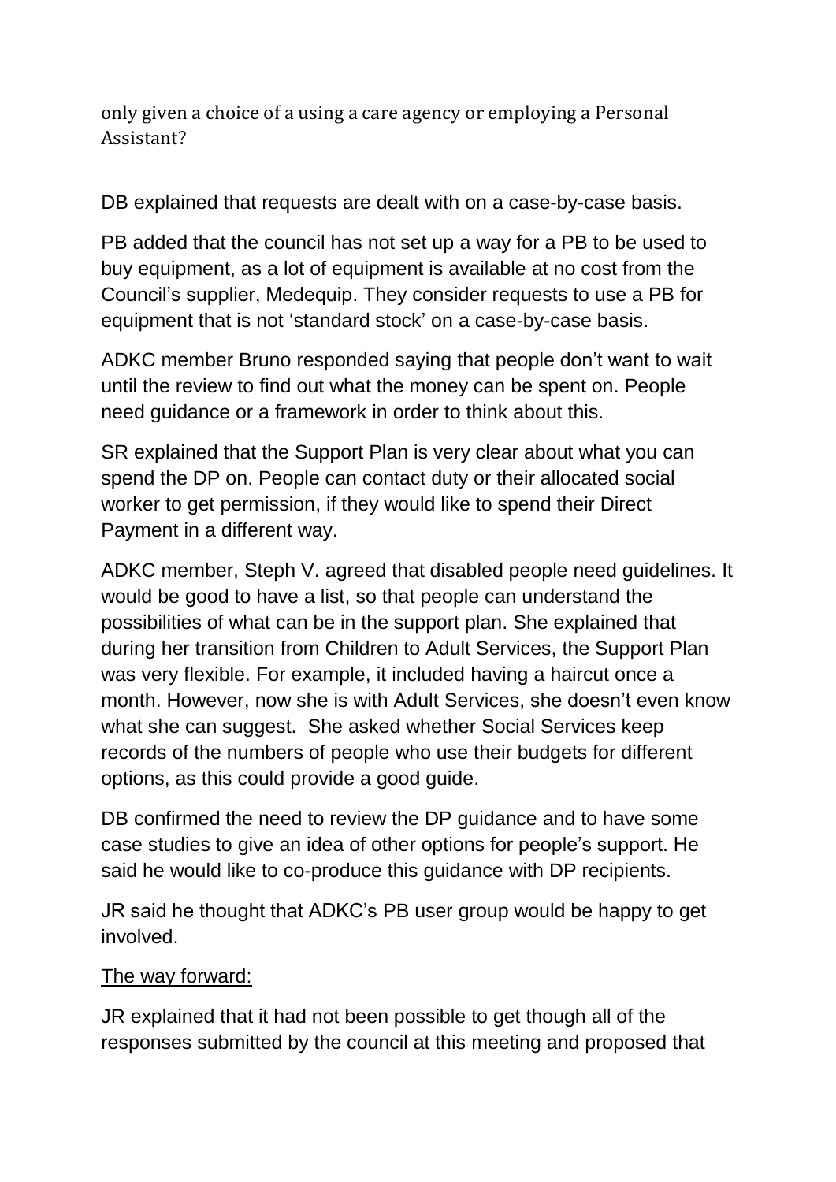only given a choice of a using a care agency or employing a Personal Assistant?

DB explained that requests are dealt with on a case-by-case basis.

PB added that the council has not set up a way for a PB to be used to buy equipment, as a lot of equipment is available at no cost from the Council's supplier, Medequip. They consider requests to use a PB for equipment that is not 'standard stock' on a case-by-case basis.

ADKC member Bruno responded saying that people don't want to wait until the review to find out what the money can be spent on. People need guidance or a framework in order to think about this.

SR explained that the Support Plan is very clear about what you can spend the DP on. People can contact duty or their allocated social worker to get permission, if they would like to spend their Direct Payment in a different way.

ADKC member, Steph V. agreed that disabled people need guidelines. It would be good to have a list, so that people can understand the possibilities of what can be in the support plan. She explained that during her transition from Children to Adult Services, the Support Plan was very flexible. For example, it included having a haircut once a month. However, now she is with Adult Services, she doesn't even know what she can suggest. She asked whether Social Services keep records of the numbers of people who use their budgets for different options, as this could provide a good guide.

DB confirmed the need to review the DP guidance and to have some case studies to give an idea of other options for people's support. He said he would like to co-produce this guidance with DP recipients.

JR said he thought that ADKC's PB user group would be happy to get involved.

<u>The way forward:</u>

JR explained that it had not been possible to get though all of the responses submitted by the council at this meeting and proposed that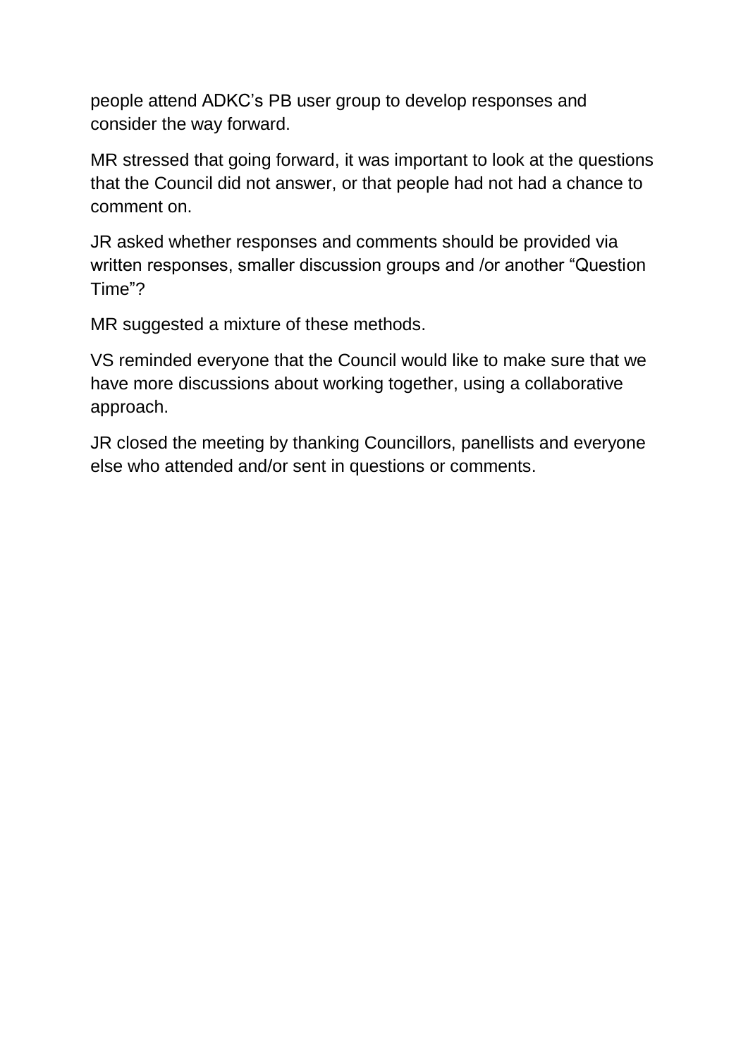people attend ADKC's PB user group to develop responses and consider the way forward.

MR stressed that going forward, it was important to look at the questions that the Council did not answer, or that people had not had a chance to comment on.

JR asked whether responses and comments should be provided via written responses, smaller discussion groups and /or another "Question Time"?

MR suggested a mixture of these methods.

VS reminded everyone that the Council would like to make sure that we have more discussions about working together, using a collaborative approach.

JR closed the meeting by thanking Councillors, panellists and everyone else who attended and/or sent in questions or comments.